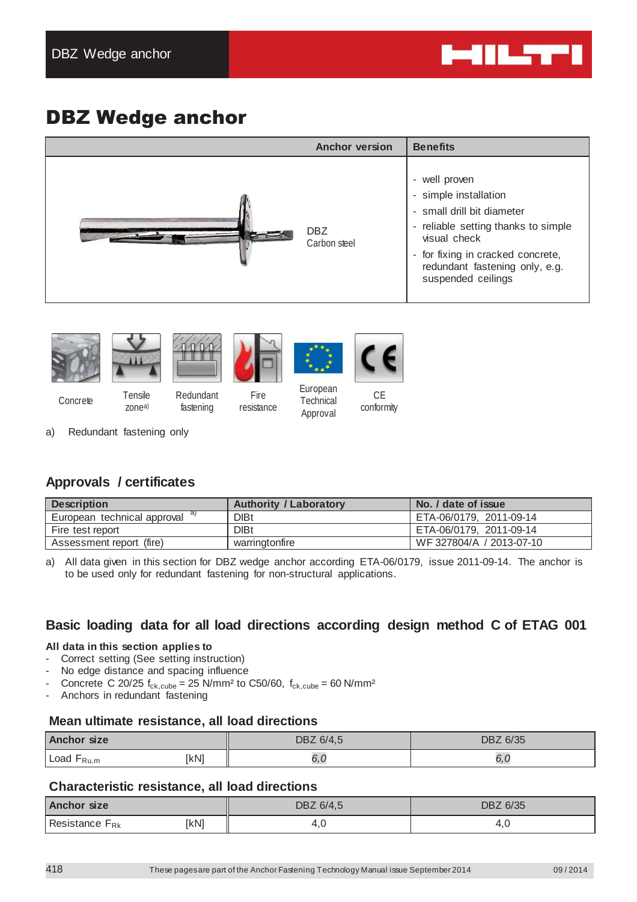# DBZ Wedge anchor

| Anchor version | Benefits |
|---|---|
| DBZ<br>Carbon steel | - well proven<br>- simple installation<br>- small drill bit diameter<br>- reliable setting thanks to simple visual check<br>- for fixing in cracked concrete, redundant fastening only, e.g. suspended ceilings |

Concrete | Tensile zone[a] | Redundant fastening | Fire resistance | European Technical Approval | CE conformity

a) Redundant fastening only

## Approvals / certificates

| Description | Authority / Laboratory | No. / date of issue |
|---|---|---|
| European technical approval [a] | DIBt | ETA-06/0179, 2011-09-14 |
| Fire test report | DIBt | ETA-06/0179, 2011-09-14 |
| Assessment report (fire) | warringtonfire | WF 327804/A / 2013-07-10 |

a) All data given in this section for DBZ wedge anchor according ETA-06/0179, issue 2011-09-14. The anchor is to be used only for redundant fastening for non-structural applications.

## Basic loading data for all load directions according design method C of ETAG 001

**All data in this section applies to**

- Correct setting (See setting instruction)
- No edge distance and spacing influence
- Concrete C 20/25 $f_{ck,cube}$ = 25 N/mm² to C50/60, $f_{ck,cube}$ = 60 N/mm²
- Anchors in redundant fastening

### Mean ultimate resistance, all load directions

| Anchor size | | DBZ 6/4,5 | DBZ 6/35 |
|---|---|---|---|
| Load $F_{Ru,m}$ | [kN] | *6,0* | *6,0* |

### Characteristic resistance, all load directions

| Anchor size | | DBZ 6/4,5 | DBZ 6/35 |
|---|---|---|---|
| Resistance $F_{Rk}$ | [kN] | 4,0 | 4,0 |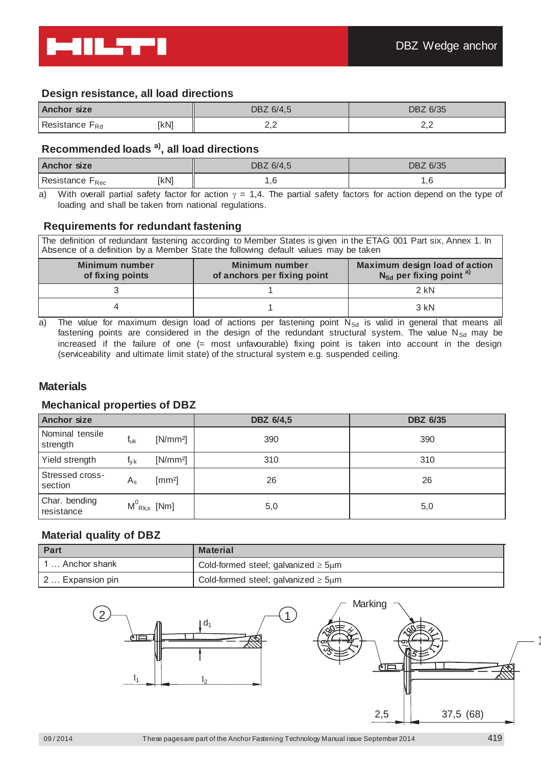## Design resistance, all load directions

| Anchor size | | DBZ 6/4,5 | DBZ 6/35 |
|---|---|---|---|
| Resistance $F_{Rd}$ | [kN] | 2,2 | 2,2 |

## Recommended loads [a)], all load directions

| Anchor size | | DBZ 6/4,5 | DBZ 6/35 |
|---|---|---|---|
| Resistance $F_{Rec}$ | [kN] | 1,6 | 1,6 |

a) With overall partial safety factor for action $\gamma$ = 1,4. The partial safety factors for action depend on the type of loading and shall be taken from national regulations.

## Requirements for redundant fastening

The definition of redundant fastening according to Member States is given in the ETAG 001 Part six, Annex 1. In Absence of a definition by a Member State the following default values may be taken

| Minimum number of fixing points | Minimum number of anchors per fixing point | Maximum design load of action $N_{Sd}$ per fixing point [a)] |
|---|---|---|
| 3 | 1 | 2 kN |
| 4 | 1 | 3 kN |

a) The value for maximum design load of actions per fastening point $N_{Sd}$ is valid in general that means all fastening points are considered in the design of the redundant structural system. The value $N_{Sd}$ may be increased if the failure of one (= most unfavourable) fixing point is taken into account in the design (serviceability and ultimate limit state) of the structural system e.g. suspended ceiling.

# Materials

## Mechanical properties of DBZ

| Anchor size | | | DBZ 6/4,5 | DBZ 6/35 |
|---|---|---|---|---|
| Nominal tensile strength | $f_{uk}$ | [N/mm²] | 390 | 390 |
| Yield strength | $f_{yk}$ | [N/mm²] | 310 | 310 |
| Stressed cross-section | $A_s$ | [mm²] | 26 | 26 |
| Char. bending resistance | $M^0_{Rk,s}$ | [Nm] | 5,0 | 5,0 |

## Material quality of DBZ

| Part | Material |
|---|---|
| 1 … Anchor shank | Cold-formed steel; galvanized ≥ 5µm |
| 2 … Expansion pin | Cold-formed steel; galvanized ≥ 5µm |

2 1 $d_1$ $l_1$ $l_2$ Marking 1 2,5 37,5 (68)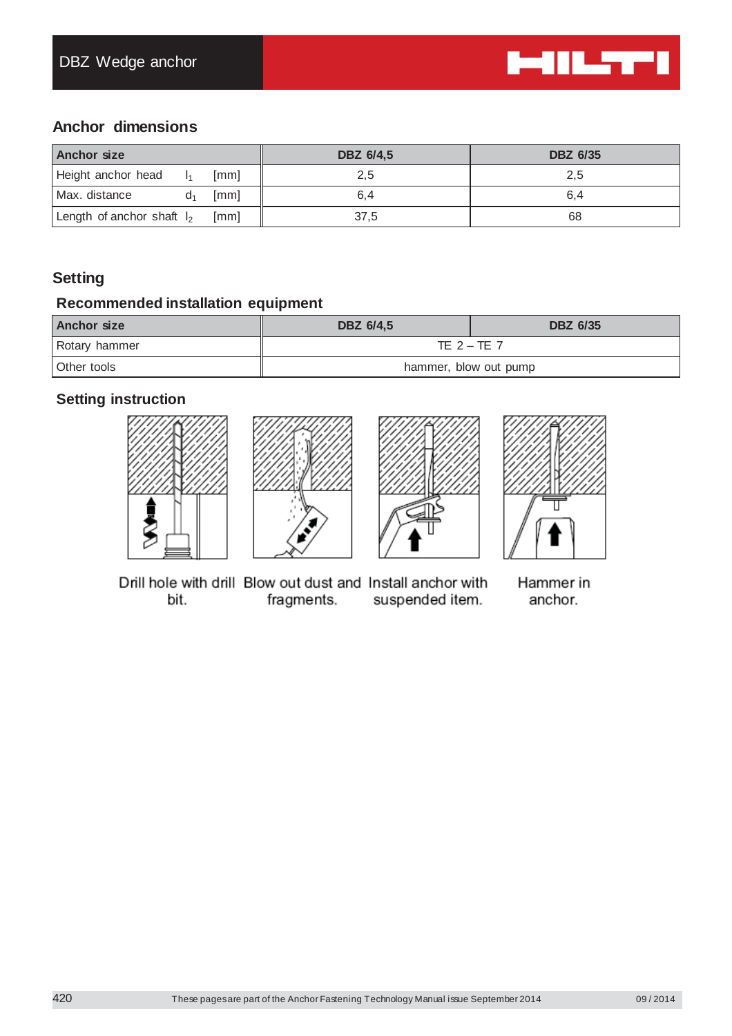## Anchor dimensions

| Anchor size | | | DBZ 6/4,5 | DBZ 6/35 |
|---|---|---|---|---|
| Height anchor head | $l_1$ | [mm] | 2,5 | 2,5 |
| Max. distance | $d_1$ | [mm] | 6,4 | 6,4 |
| Length of anchor shaft | $l_2$ | [mm] | 37,5 | 68 |

## Setting

### Recommended installation equipment

| Anchor size | DBZ 6/4,5 | DBZ 6/35 |
|---|---|---|
| Rotary hammer | TE 2 – TE 7 | |
| Other tools | hammer, blow out pump | |

### Setting instruction

Drill hole with drill bit.

Blow out dust and fragments.

Install anchor with suspended item.

Hammer in anchor.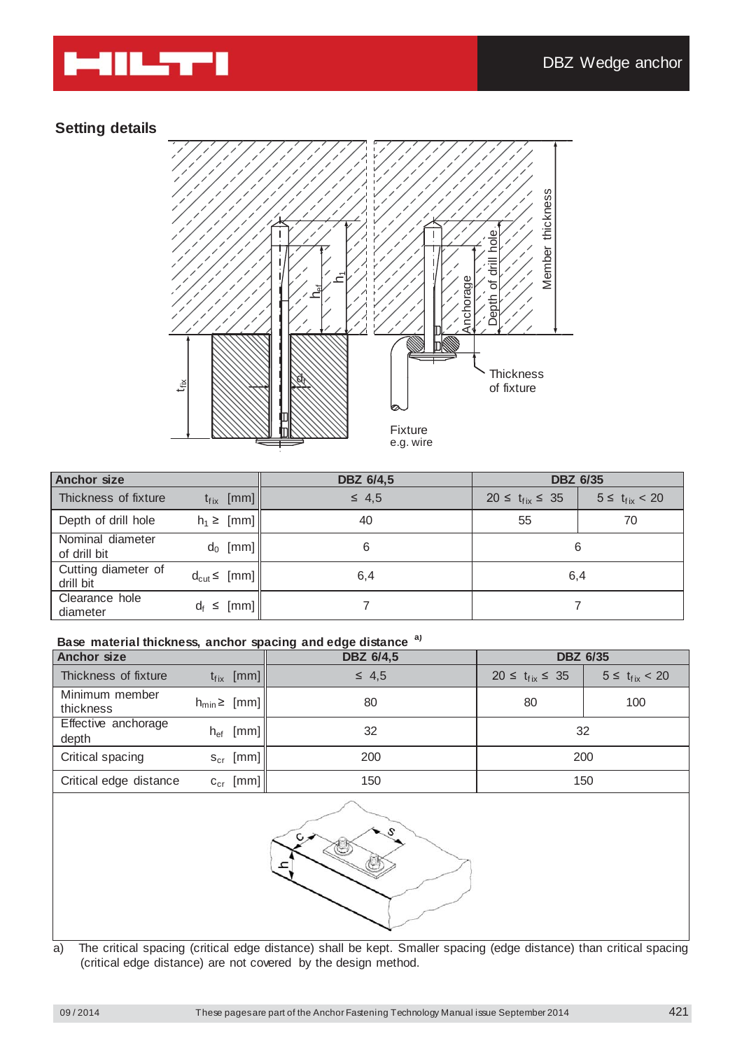## Setting details

$t_{fix}$

$h_{ef}$

$h_1$

$d_f$

Anchorage

Depth of drill hole

Member thickness

Thickness of fixture

Fixture e.g. wire

| Anchor size | | DBZ 6/4,5 | DBZ 6/35 | |
|---|---|---|---|---|
| Thickness of fixture | $t_{fix}$ [mm] | $\leq$ 4,5 | $20 \leq t_{fix} \leq 35$ | $5 \leq t_{fix} < 20$ |
| Depth of drill hole | $h_1 \geq$ [mm] | 40 | 55 | 70 |
| Nominal diameter of drill bit | $d_0$ [mm] | 6 | 6 | |
| Cutting diameter of drill bit | $d_{cut} \leq$ [mm] | 6,4 | 6,4 | |
| Clearance hole diameter | $d_f \leq$ [mm] | 7 | 7 | |

### Base material thickness, anchor spacing and edge distance [a)]

| Anchor size | | DBZ 6/4,5 | DBZ 6/35 | |
|---|---|---|---|---|
| Thickness of fixture | $t_{fix}$ [mm] | $\leq$ 4,5 | $20 \leq t_{fix} \leq 35$ | $5 \leq t_{fix} < 20$ |
| Minimum member thickness | $h_{min} \geq$ [mm] | 80 | 80 | 100 |
| Effective anchorage depth | $h_{ef}$ [mm] | 32 | 32 | |
| Critical spacing | $s_{cr}$ [mm] | 200 | 200 | |
| Critical edge distance | $c_{cr}$ [mm] | 150 | 150 | |

c

s

h

a) The critical spacing (critical edge distance) shall be kept. Smaller spacing (edge distance) than critical spacing (critical edge distance) are not covered by the design method.